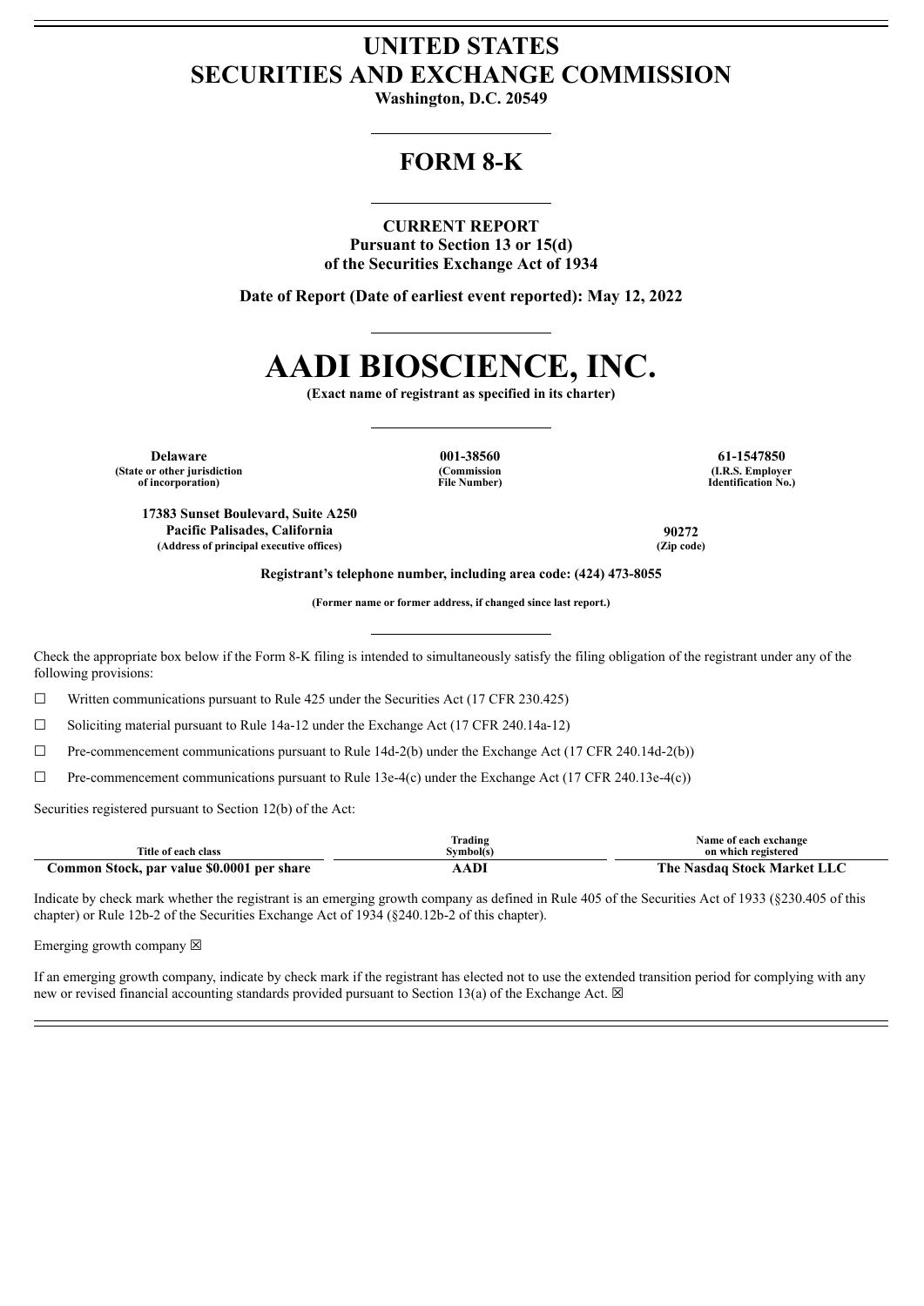# UNITED STATES
# SECURITIES AND EXCHANGE COMMISSION

**Washington, D.C. 20549**

## FORM 8-K

**CURRENT REPORT**
**Pursuant to Section 13 or 15(d)**
**of the Securities Exchange Act of 1934**

**Date of Report (Date of earliest event reported): May 12, 2022**

# AADI BIOSCIENCE, INC.

**(Exact name of registrant as specified in its charter)**

| Delaware | 001-38560 | 61-1547850 |
|---|---|---|
| (State or other jurisdiction of incorporation) | (Commission File Number) | (I.R.S. Employer Identification No.) |

| 17383 Sunset Boulevard, Suite A250 Pacific Palisades, California | 90272 |
|---|---|
| (Address of principal executive offices) | (Zip code) |

**Registrant's telephone number, including area code: (424) 473-8055**

**(Former name or former address, if changed since last report.)**

Check the appropriate box below if the Form 8-K filing is intended to simultaneously satisfy the filing obligation of the registrant under any of the following provisions:

☐ Written communications pursuant to Rule 425 under the Securities Act (17 CFR 230.425)

☐ Soliciting material pursuant to Rule 14a-12 under the Exchange Act (17 CFR 240.14a-12)

☐ Pre-commencement communications pursuant to Rule 14d-2(b) under the Exchange Act (17 CFR 240.14d-2(b))

☐ Pre-commencement communications pursuant to Rule 13e-4(c) under the Exchange Act (17 CFR 240.13e-4(c))

Securities registered pursuant to Section 12(b) of the Act:

| Title of each class | Trading Symbol(s) | Name of each exchange on which registered |
|---|---|---|
| **Common Stock, par value $0.0001 per share** | **AADI** | **The Nasdaq Stock Market LLC** |

Indicate by check mark whether the registrant is an emerging growth company as defined in Rule 405 of the Securities Act of 1933 (§230.405 of this chapter) or Rule 12b-2 of the Securities Exchange Act of 1934 (§240.12b-2 of this chapter).

Emerging growth company ☒

If an emerging growth company, indicate by check mark if the registrant has elected not to use the extended transition period for complying with any new or revised financial accounting standards provided pursuant to Section 13(a) of the Exchange Act. ☒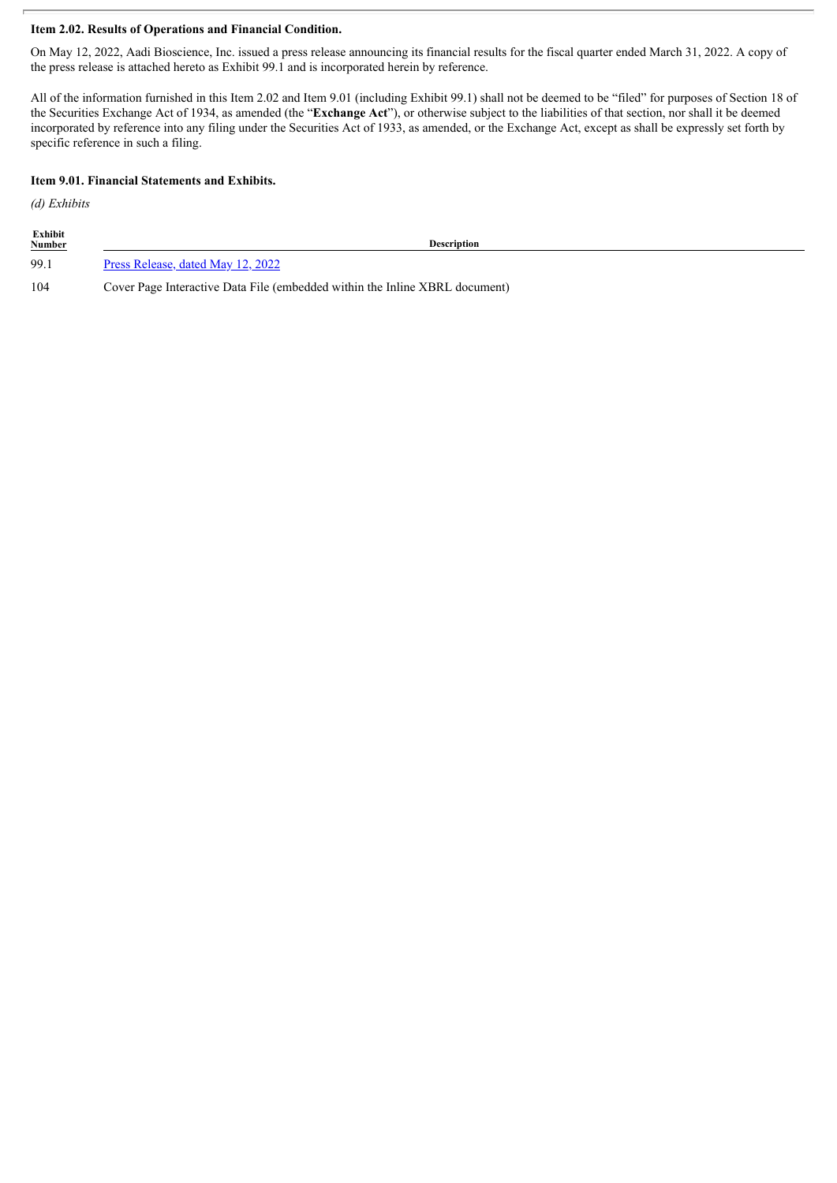**Item 2.02. Results of Operations and Financial Condition.**

On May 12, 2022, Aadi Bioscience, Inc. issued a press release announcing its financial results for the fiscal quarter ended March 31, 2022. A copy of the press release is attached hereto as Exhibit 99.1 and is incorporated herein by reference.

All of the information furnished in this Item 2.02 and Item 9.01 (including Exhibit 99.1) shall not be deemed to be "filed" for purposes of Section 18 of the Securities Exchange Act of 1934, as amended (the "**Exchange Act**"), or otherwise subject to the liabilities of that section, nor shall it be deemed incorporated by reference into any filing under the Securities Act of 1933, as amended, or the Exchange Act, except as shall be expressly set forth by specific reference in such a filing.

**Item 9.01. Financial Statements and Exhibits.**

*(d) Exhibits*

| Exhibit Number | Description |
|---|---|
| 99.1 | Press Release, dated May 12, 2022 |
| 104 | Cover Page Interactive Data File (embedded within the Inline XBRL document) |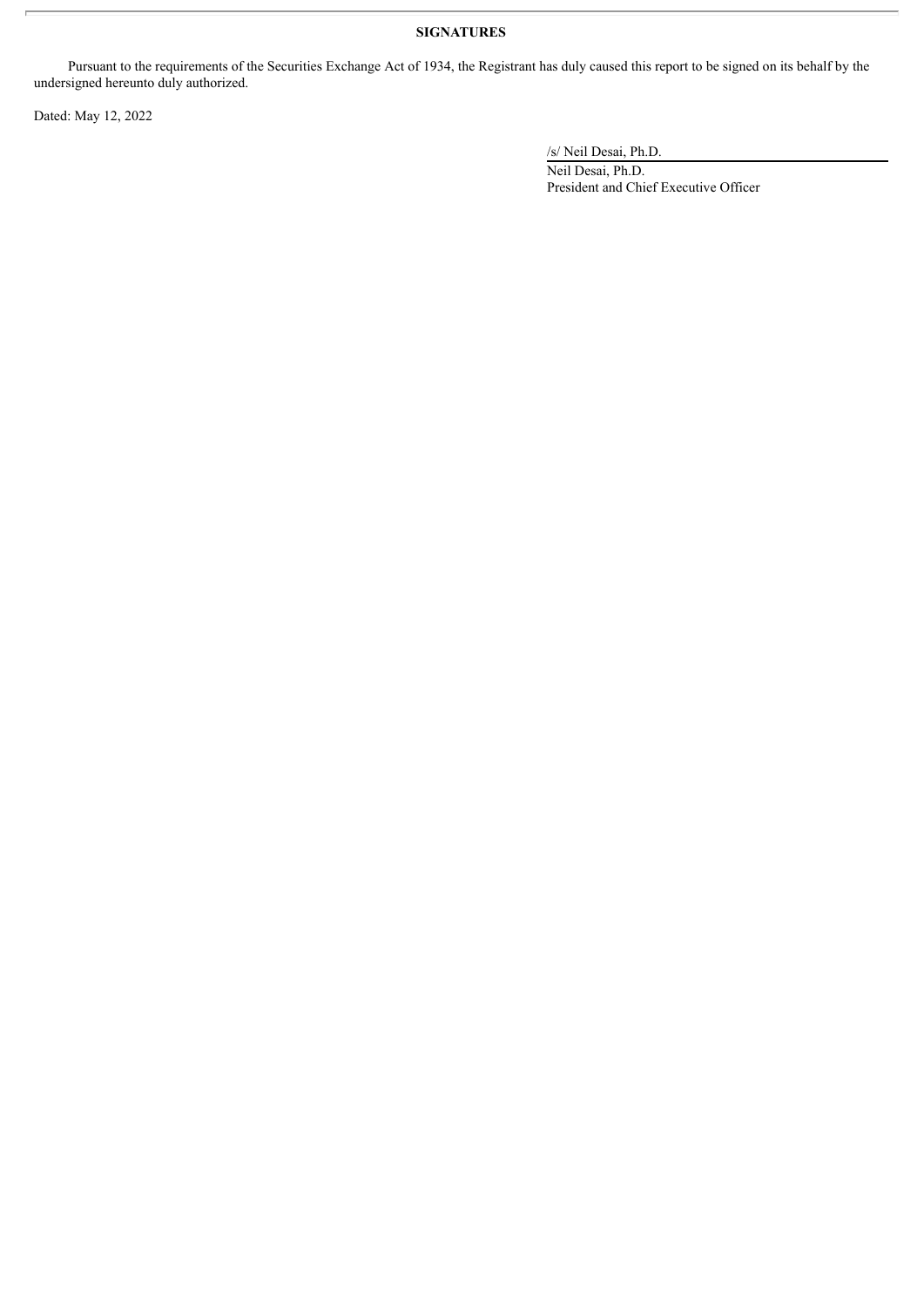**SIGNATURES**

Pursuant to the requirements of the Securities Exchange Act of 1934, the Registrant has duly caused this report to be signed on its behalf by the undersigned hereunto duly authorized.

Dated: May 12, 2022

/s/ Neil Desai, Ph.D.

Neil Desai, Ph.D.
President and Chief Executive Officer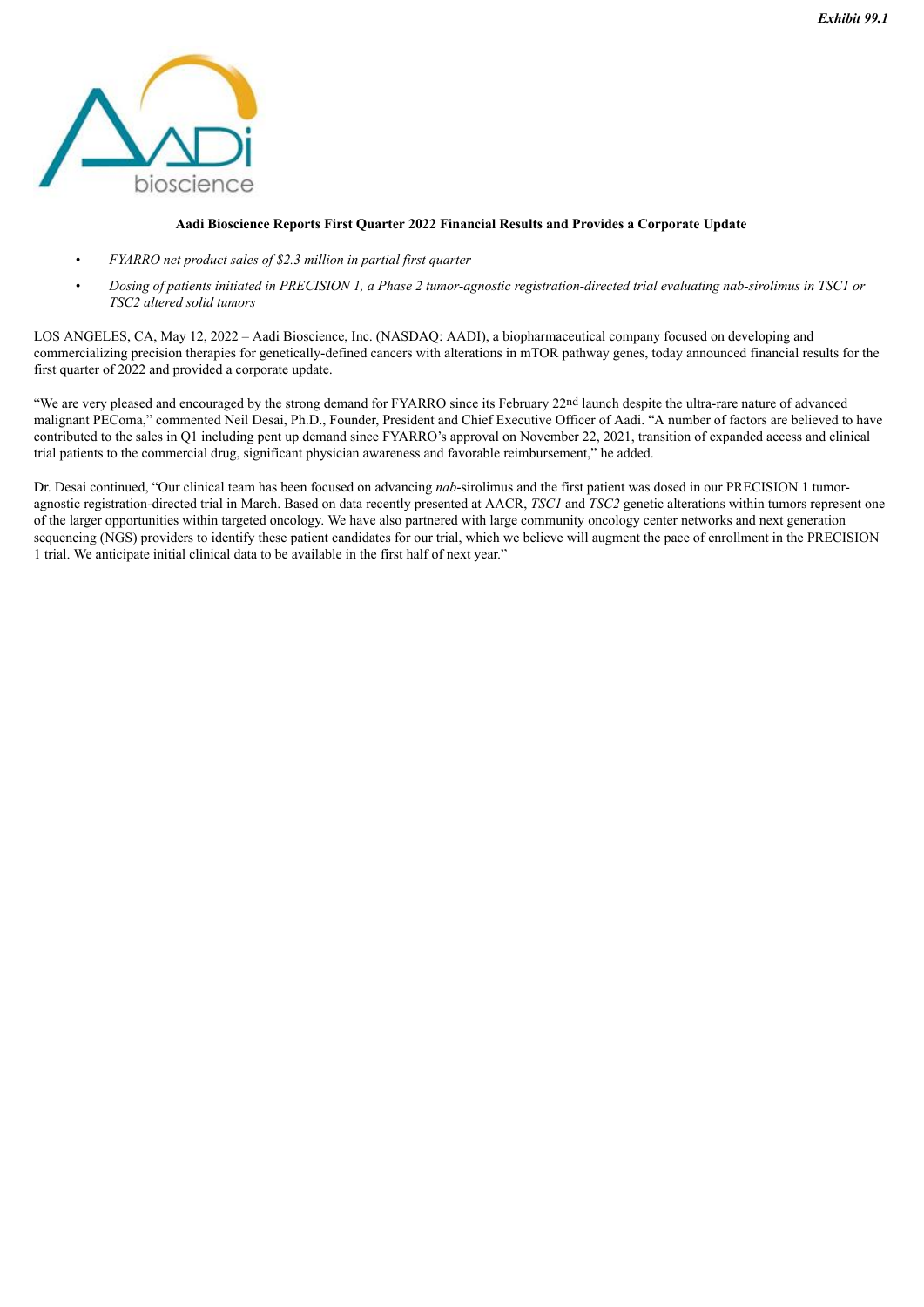*Exhibit 99.1*

**Aadi Bioscience Reports First Quarter 2022 Financial Results and Provides a Corporate Update**

- *FYARRO net product sales of $2.3 million in partial first quarter*
- *Dosing of patients initiated in PRECISION 1, a Phase 2 tumor-agnostic registration-directed trial evaluating nab-sirolimus in TSC1 or TSC2 altered solid tumors*

LOS ANGELES, CA, May 12, 2022 – Aadi Bioscience, Inc. (NASDAQ: AADI), a biopharmaceutical company focused on developing and commercializing precision therapies for genetically-defined cancers with alterations in mTOR pathway genes, today announced financial results for the first quarter of 2022 and provided a corporate update.

"We are very pleased and encouraged by the strong demand for FYARRO since its February 22nd launch despite the ultra-rare nature of advanced malignant PEComa," commented Neil Desai, Ph.D., Founder, President and Chief Executive Officer of Aadi. "A number of factors are believed to have contributed to the sales in Q1 including pent up demand since FYARRO's approval on November 22, 2021, transition of expanded access and clinical trial patients to the commercial drug, significant physician awareness and favorable reimbursement," he added.

Dr. Desai continued, "Our clinical team has been focused on advancing *nab*-sirolimus and the first patient was dosed in our PRECISION 1 tumor-agnostic registration-directed trial in March. Based on data recently presented at AACR, *TSC1* and *TSC2* genetic alterations within tumors represent one of the larger opportunities within targeted oncology. We have also partnered with large community oncology center networks and next generation sequencing (NGS) providers to identify these patient candidates for our trial, which we believe will augment the pace of enrollment in the PRECISION 1 trial. We anticipate initial clinical data to be available in the first half of next year."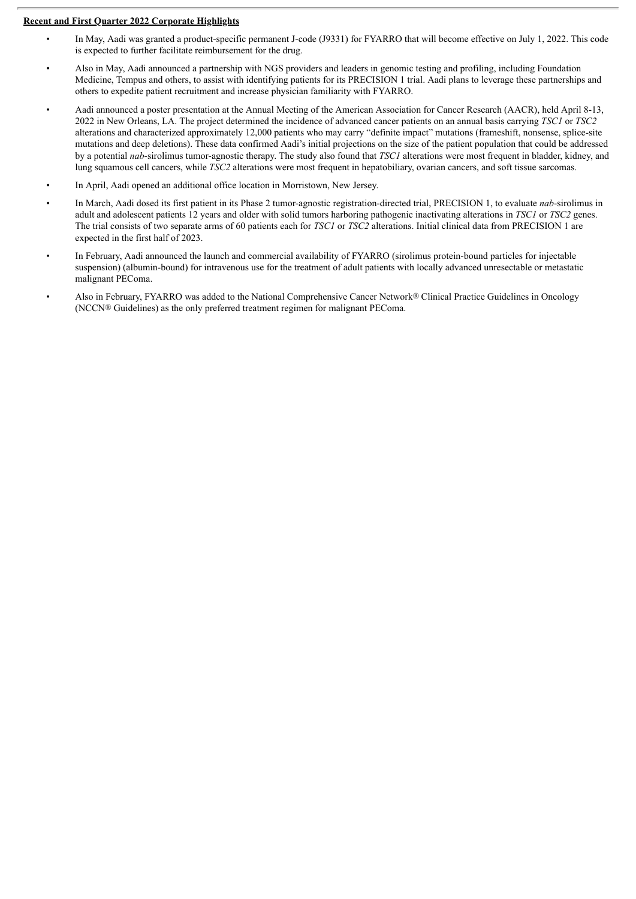**Recent and First Quarter 2022 Corporate Highlights**

- In May, Aadi was granted a product-specific permanent J-code (J9331) for FYARRO that will become effective on July 1, 2022. This code is expected to further facilitate reimbursement for the drug.
- Also in May, Aadi announced a partnership with NGS providers and leaders in genomic testing and profiling, including Foundation Medicine, Tempus and others, to assist with identifying patients for its PRECISION 1 trial. Aadi plans to leverage these partnerships and others to expedite patient recruitment and increase physician familiarity with FYARRO.
- Aadi announced a poster presentation at the Annual Meeting of the American Association for Cancer Research (AACR), held April 8-13, 2022 in New Orleans, LA. The project determined the incidence of advanced cancer patients on an annual basis carrying *TSC1* or *TSC2* alterations and characterized approximately 12,000 patients who may carry "definite impact" mutations (frameshift, nonsense, splice-site mutations and deep deletions). These data confirmed Aadi's initial projections on the size of the patient population that could be addressed by a potential *nab*-sirolimus tumor-agnostic therapy. The study also found that *TSC1* alterations were most frequent in bladder, kidney, and lung squamous cell cancers, while *TSC2* alterations were most frequent in hepatobiliary, ovarian cancers, and soft tissue sarcomas.
- In April, Aadi opened an additional office location in Morristown, New Jersey.
- In March, Aadi dosed its first patient in its Phase 2 tumor-agnostic registration-directed trial, PRECISION 1, to evaluate *nab*-sirolimus in adult and adolescent patients 12 years and older with solid tumors harboring pathogenic inactivating alterations in *TSC1* or *TSC2* genes. The trial consists of two separate arms of 60 patients each for *TSC1* or *TSC2* alterations. Initial clinical data from PRECISION 1 are expected in the first half of 2023.
- In February, Aadi announced the launch and commercial availability of FYARRO (sirolimus protein-bound particles for injectable suspension) (albumin-bound) for intravenous use for the treatment of adult patients with locally advanced unresectable or metastatic malignant PEComa.
- Also in February, FYARRO was added to the National Comprehensive Cancer Network® Clinical Practice Guidelines in Oncology (NCCN® Guidelines) as the only preferred treatment regimen for malignant PEComa.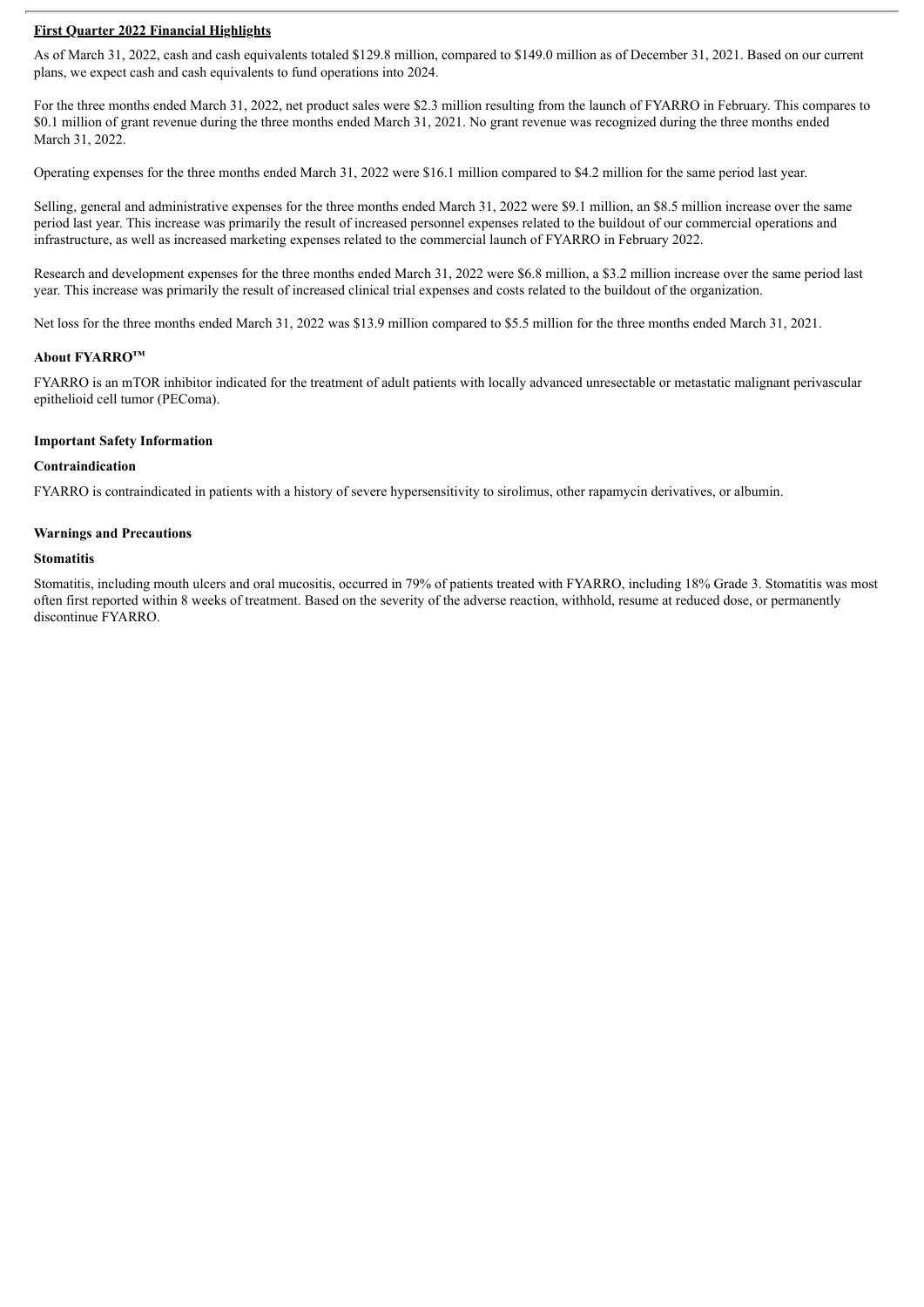**First Quarter 2022 Financial Highlights**

As of March 31, 2022, cash and cash equivalents totaled $129.8 million, compared to $149.0 million as of December 31, 2021. Based on our current plans, we expect cash and cash equivalents to fund operations into 2024.

For the three months ended March 31, 2022, net product sales were $2.3 million resulting from the launch of FYARRO in February. This compares to $0.1 million of grant revenue during the three months ended March 31, 2021. No grant revenue was recognized during the three months ended March 31, 2022.

Operating expenses for the three months ended March 31, 2022 were $16.1 million compared to $4.2 million for the same period last year.

Selling, general and administrative expenses for the three months ended March 31, 2022 were $9.1 million, an $8.5 million increase over the same period last year. This increase was primarily the result of increased personnel expenses related to the buildout of our commercial operations and infrastructure, as well as increased marketing expenses related to the commercial launch of FYARRO in February 2022.

Research and development expenses for the three months ended March 31, 2022 were $6.8 million, a $3.2 million increase over the same period last year. This increase was primarily the result of increased clinical trial expenses and costs related to the buildout of the organization.

Net loss for the three months ended March 31, 2022 was $13.9 million compared to $5.5 million for the three months ended March 31, 2021.

### About FYARRO™

FYARRO is an mTOR inhibitor indicated for the treatment of adult patients with locally advanced unresectable or metastatic malignant perivascular epithelioid cell tumor (PEComa).

### Important Safety Information

#### Contraindication

FYARRO is contraindicated in patients with a history of severe hypersensitivity to sirolimus, other rapamycin derivatives, or albumin.

#### Warnings and Precautions

#### Stomatitis

Stomatitis, including mouth ulcers and oral mucositis, occurred in 79% of patients treated with FYARRO, including 18% Grade 3. Stomatitis was most often first reported within 8 weeks of treatment. Based on the severity of the adverse reaction, withhold, resume at reduced dose, or permanently discontinue FYARRO.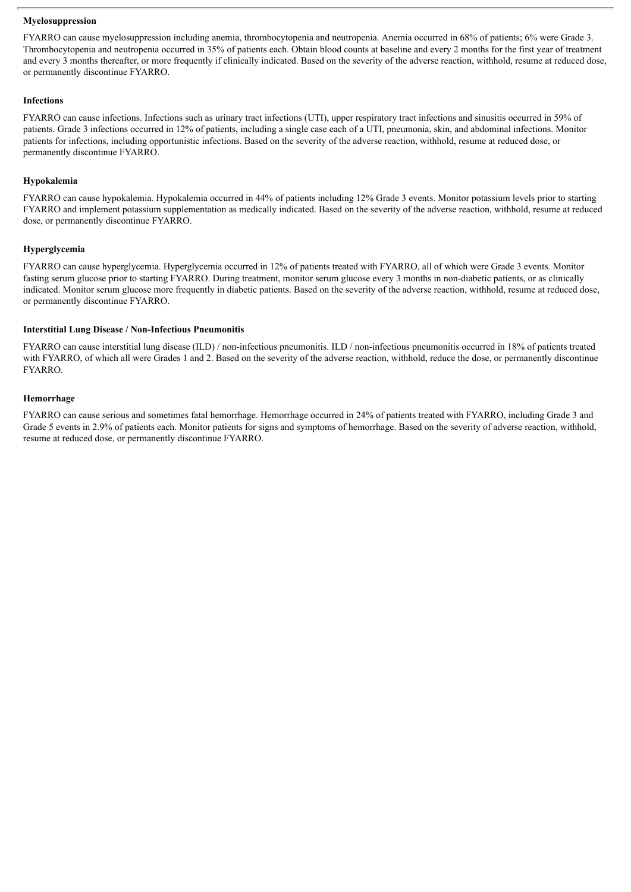**Myelosuppression**

FYARRO can cause myelosuppression including anemia, thrombocytopenia and neutropenia. Anemia occurred in 68% of patients; 6% were Grade 3. Thrombocytopenia and neutropenia occurred in 35% of patients each. Obtain blood counts at baseline and every 2 months for the first year of treatment and every 3 months thereafter, or more frequently if clinically indicated. Based on the severity of the adverse reaction, withhold, resume at reduced dose, or permanently discontinue FYARRO.

**Infections**

FYARRO can cause infections. Infections such as urinary tract infections (UTI), upper respiratory tract infections and sinusitis occurred in 59% of patients. Grade 3 infections occurred in 12% of patients, including a single case each of a UTI, pneumonia, skin, and abdominal infections. Monitor patients for infections, including opportunistic infections. Based on the severity of the adverse reaction, withhold, resume at reduced dose, or permanently discontinue FYARRO.

**Hypokalemia**

FYARRO can cause hypokalemia. Hypokalemia occurred in 44% of patients including 12% Grade 3 events. Monitor potassium levels prior to starting FYARRO and implement potassium supplementation as medically indicated. Based on the severity of the adverse reaction, withhold, resume at reduced dose, or permanently discontinue FYARRO.

**Hyperglycemia**

FYARRO can cause hyperglycemia. Hyperglycemia occurred in 12% of patients treated with FYARRO, all of which were Grade 3 events. Monitor fasting serum glucose prior to starting FYARRO. During treatment, monitor serum glucose every 3 months in non-diabetic patients, or as clinically indicated. Monitor serum glucose more frequently in diabetic patients. Based on the severity of the adverse reaction, withhold, resume at reduced dose, or permanently discontinue FYARRO.

**Interstitial Lung Disease / Non-Infectious Pneumonitis**

FYARRO can cause interstitial lung disease (ILD) / non-infectious pneumonitis. ILD / non-infectious pneumonitis occurred in 18% of patients treated with FYARRO, of which all were Grades 1 and 2. Based on the severity of the adverse reaction, withhold, reduce the dose, or permanently discontinue FYARRO.

**Hemorrhage**

FYARRO can cause serious and sometimes fatal hemorrhage. Hemorrhage occurred in 24% of patients treated with FYARRO, including Grade 3 and Grade 5 events in 2.9% of patients each. Monitor patients for signs and symptoms of hemorrhage. Based on the severity of adverse reaction, withhold, resume at reduced dose, or permanently discontinue FYARRO.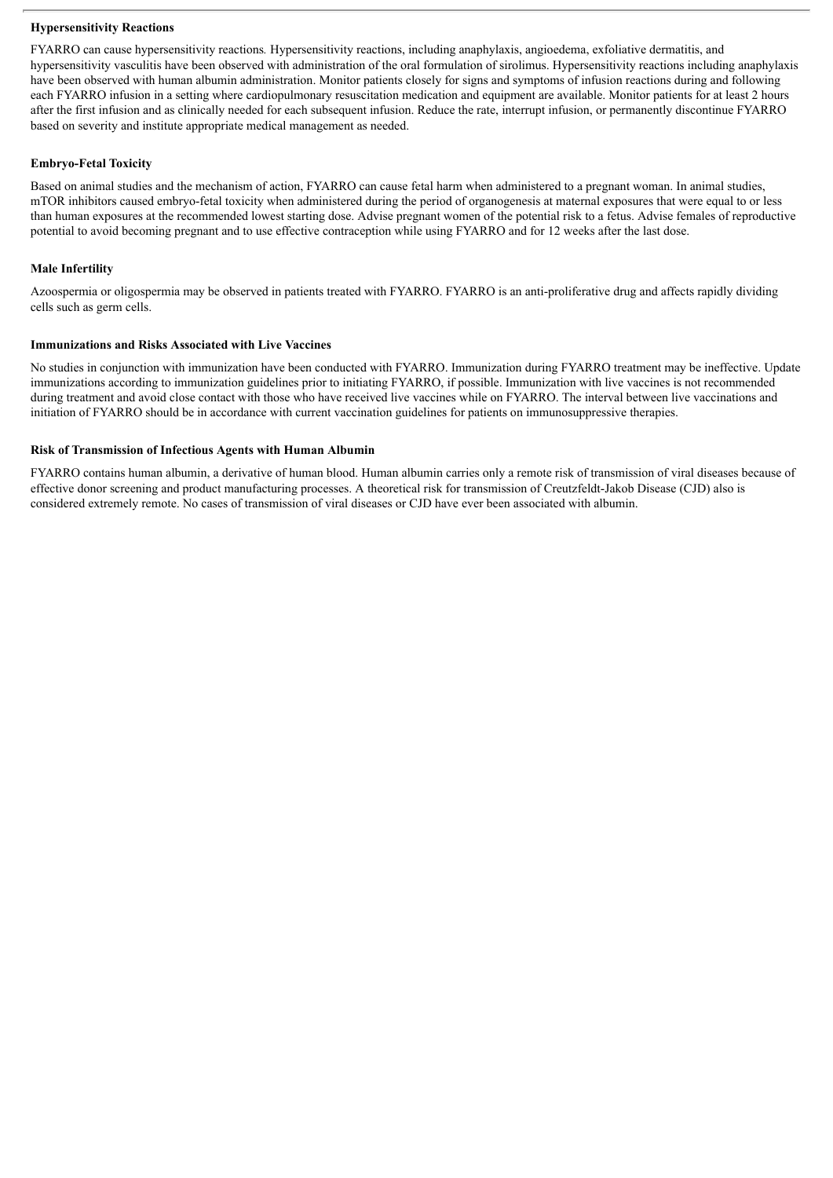**Hypersensitivity Reactions**

FYARRO can cause hypersensitivity reactions. Hypersensitivity reactions, including anaphylaxis, angioedema, exfoliative dermatitis, and hypersensitivity vasculitis have been observed with administration of the oral formulation of sirolimus. Hypersensitivity reactions including anaphylaxis have been observed with human albumin administration. Monitor patients closely for signs and symptoms of infusion reactions during and following each FYARRO infusion in a setting where cardiopulmonary resuscitation medication and equipment are available. Monitor patients for at least 2 hours after the first infusion and as clinically needed for each subsequent infusion. Reduce the rate, interrupt infusion, or permanently discontinue FYARRO based on severity and institute appropriate medical management as needed.

**Embryo-Fetal Toxicity**

Based on animal studies and the mechanism of action, FYARRO can cause fetal harm when administered to a pregnant woman. In animal studies, mTOR inhibitors caused embryo-fetal toxicity when administered during the period of organogenesis at maternal exposures that were equal to or less than human exposures at the recommended lowest starting dose. Advise pregnant women of the potential risk to a fetus. Advise females of reproductive potential to avoid becoming pregnant and to use effective contraception while using FYARRO and for 12 weeks after the last dose.

**Male Infertility**

Azoospermia or oligospermia may be observed in patients treated with FYARRO. FYARRO is an anti-proliferative drug and affects rapidly dividing cells such as germ cells.

**Immunizations and Risks Associated with Live Vaccines**

No studies in conjunction with immunization have been conducted with FYARRO. Immunization during FYARRO treatment may be ineffective. Update immunizations according to immunization guidelines prior to initiating FYARRO, if possible. Immunization with live vaccines is not recommended during treatment and avoid close contact with those who have received live vaccines while on FYARRO. The interval between live vaccinations and initiation of FYARRO should be in accordance with current vaccination guidelines for patients on immunosuppressive therapies.

**Risk of Transmission of Infectious Agents with Human Albumin**

FYARRO contains human albumin, a derivative of human blood. Human albumin carries only a remote risk of transmission of viral diseases because of effective donor screening and product manufacturing processes. A theoretical risk for transmission of Creutzfeldt-Jakob Disease (CJD) also is considered extremely remote. No cases of transmission of viral diseases or CJD have ever been associated with albumin.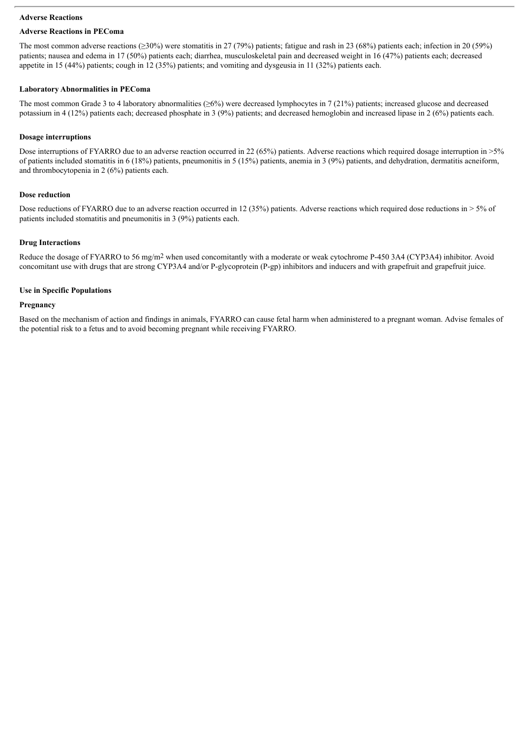**Adverse Reactions**

**Adverse Reactions in PEComa**

The most common adverse reactions (≥30%) were stomatitis in 27 (79%) patients; fatigue and rash in 23 (68%) patients each; infection in 20 (59%) patients; nausea and edema in 17 (50%) patients each; diarrhea, musculoskeletal pain and decreased weight in 16 (47%) patients each; decreased appetite in 15 (44%) patients; cough in 12 (35%) patients; and vomiting and dysgeusia in 11 (32%) patients each.

**Laboratory Abnormalities in PEComa**

The most common Grade 3 to 4 laboratory abnormalities (≥6%) were decreased lymphocytes in 7 (21%) patients; increased glucose and decreased potassium in 4 (12%) patients each; decreased phosphate in 3 (9%) patients; and decreased hemoglobin and increased lipase in 2 (6%) patients each.

**Dosage interruptions**

Dose interruptions of FYARRO due to an adverse reaction occurred in 22 (65%) patients. Adverse reactions which required dosage interruption in >5% of patients included stomatitis in 6 (18%) patients, pneumonitis in 5 (15%) patients, anemia in 3 (9%) patients, and dehydration, dermatitis acneiform, and thrombocytopenia in 2 (6%) patients each.

**Dose reduction**

Dose reductions of FYARRO due to an adverse reaction occurred in 12 (35%) patients. Adverse reactions which required dose reductions in > 5% of patients included stomatitis and pneumonitis in 3 (9%) patients each.

**Drug Interactions**

Reduce the dosage of FYARRO to 56 mg/m$^2$ when used concomitantly with a moderate or weak cytochrome P-450 3A4 (CYP3A4) inhibitor. Avoid concomitant use with drugs that are strong CYP3A4 and/or P-glycoprotein (P-gp) inhibitors and inducers and with grapefruit and grapefruit juice.

**Use in Specific Populations**

**Pregnancy**

Based on the mechanism of action and findings in animals, FYARRO can cause fetal harm when administered to a pregnant woman. Advise females of the potential risk to a fetus and to avoid becoming pregnant while receiving FYARRO.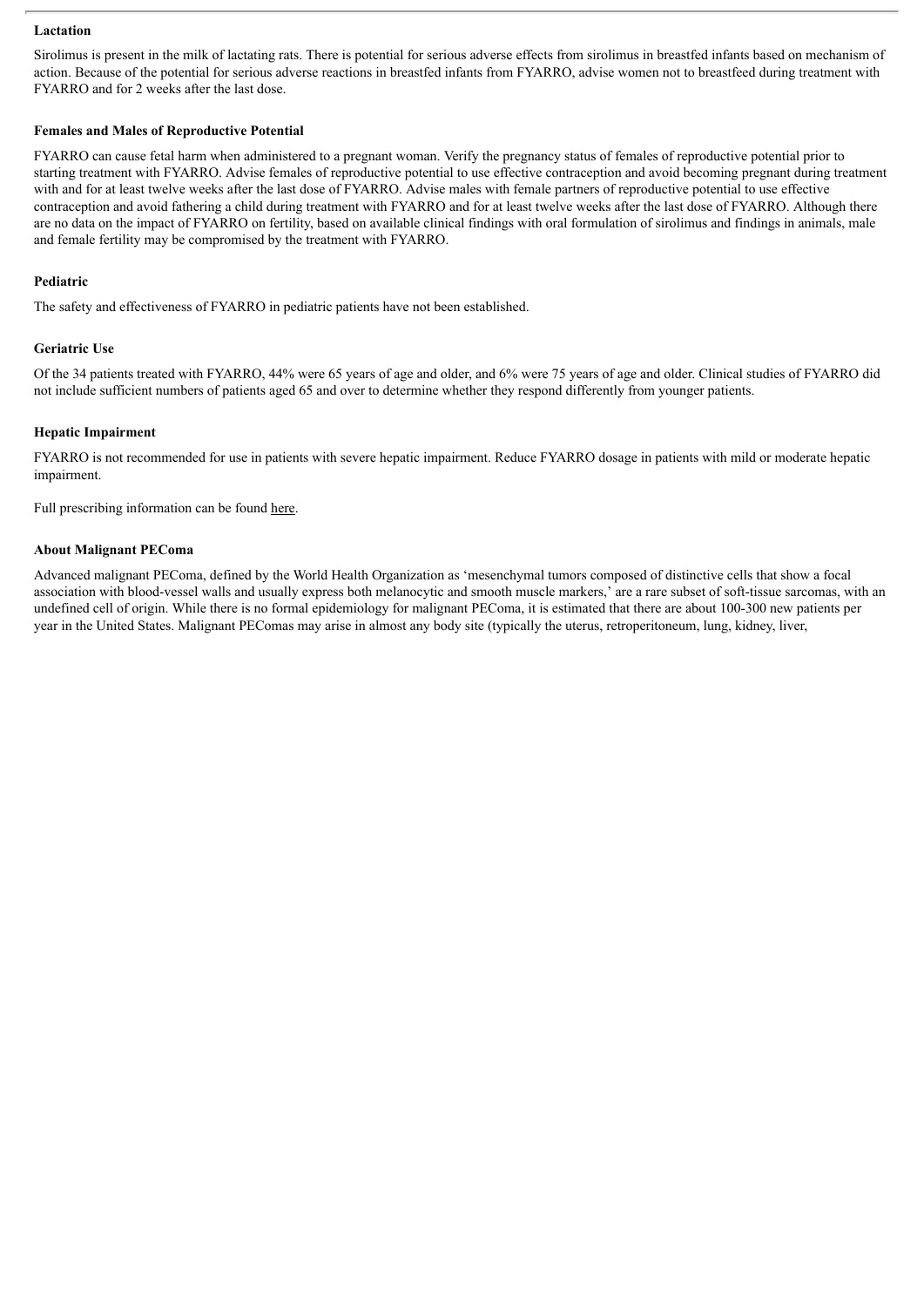**Lactation**

Sirolimus is present in the milk of lactating rats. There is potential for serious adverse effects from sirolimus in breastfed infants based on mechanism of action. Because of the potential for serious adverse reactions in breastfed infants from FYARRO, advise women not to breastfeed during treatment with FYARRO and for 2 weeks after the last dose.

**Females and Males of Reproductive Potential**

FYARRO can cause fetal harm when administered to a pregnant woman. Verify the pregnancy status of females of reproductive potential prior to starting treatment with FYARRO. Advise females of reproductive potential to use effective contraception and avoid becoming pregnant during treatment with and for at least twelve weeks after the last dose of FYARRO. Advise males with female partners of reproductive potential to use effective contraception and avoid fathering a child during treatment with FYARRO and for at least twelve weeks after the last dose of FYARRO. Although there are no data on the impact of FYARRO on fertility, based on available clinical findings with oral formulation of sirolimus and findings in animals, male and female fertility may be compromised by the treatment with FYARRO.

**Pediatric**

The safety and effectiveness of FYARRO in pediatric patients have not been established.

**Geriatric Use**

Of the 34 patients treated with FYARRO, 44% were 65 years of age and older, and 6% were 75 years of age and older. Clinical studies of FYARRO did not include sufficient numbers of patients aged 65 and over to determine whether they respond differently from younger patients.

**Hepatic Impairment**

FYARRO is not recommended for use in patients with severe hepatic impairment. Reduce FYARRO dosage in patients with mild or moderate hepatic impairment.

Full prescribing information can be found here.

**About Malignant PEComa**

Advanced malignant PEComa, defined by the World Health Organization as 'mesenchymal tumors composed of distinctive cells that show a focal association with blood-vessel walls and usually express both melanocytic and smooth muscle markers,' are a rare subset of soft-tissue sarcomas, with an undefined cell of origin. While there is no formal epidemiology for malignant PEComa, it is estimated that there are about 100-300 new patients per year in the United States. Malignant PEComas may arise in almost any body site (typically the uterus, retroperitoneum, lung, kidney, liver,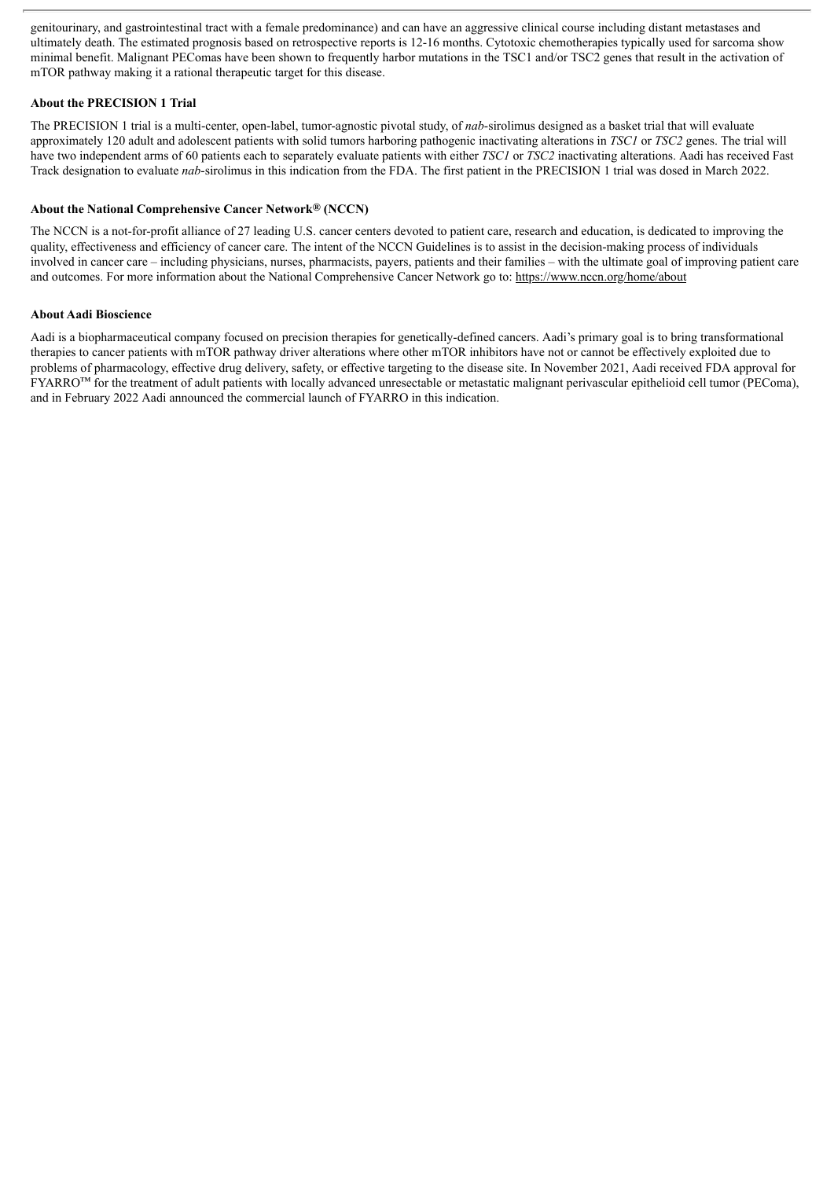genitourinary, and gastrointestinal tract with a female predominance) and can have an aggressive clinical course including distant metastases and ultimately death. The estimated prognosis based on retrospective reports is 12-16 months. Cytotoxic chemotherapies typically used for sarcoma show minimal benefit. Malignant PEComas have been shown to frequently harbor mutations in the TSC1 and/or TSC2 genes that result in the activation of mTOR pathway making it a rational therapeutic target for this disease.

**About the PRECISION 1 Trial**

The PRECISION 1 trial is a multi-center, open-label, tumor-agnostic pivotal study, of *nab*-sirolimus designed as a basket trial that will evaluate approximately 120 adult and adolescent patients with solid tumors harboring pathogenic inactivating alterations in *TSC1* or *TSC2* genes. The trial will have two independent arms of 60 patients each to separately evaluate patients with either *TSC1* or *TSC2* inactivating alterations. Aadi has received Fast Track designation to evaluate *nab*-sirolimus in this indication from the FDA. The first patient in the PRECISION 1 trial was dosed in March 2022.

**About the National Comprehensive Cancer Network® (NCCN)**

The NCCN is a not-for-profit alliance of 27 leading U.S. cancer centers devoted to patient care, research and education, is dedicated to improving the quality, effectiveness and efficiency of cancer care. The intent of the NCCN Guidelines is to assist in the decision-making process of individuals involved in cancer care – including physicians, nurses, pharmacists, payers, patients and their families – with the ultimate goal of improving patient care and outcomes. For more information about the National Comprehensive Cancer Network go to: https://www.nccn.org/home/about

**About Aadi Bioscience**

Aadi is a biopharmaceutical company focused on precision therapies for genetically-defined cancers. Aadi's primary goal is to bring transformational therapies to cancer patients with mTOR pathway driver alterations where other mTOR inhibitors have not or cannot be effectively exploited due to problems of pharmacology, effective drug delivery, safety, or effective targeting to the disease site. In November 2021, Aadi received FDA approval for FYARRO™ for the treatment of adult patients with locally advanced unresectable or metastatic malignant perivascular epithelioid cell tumor (PEComa), and in February 2022 Aadi announced the commercial launch of FYARRO in this indication.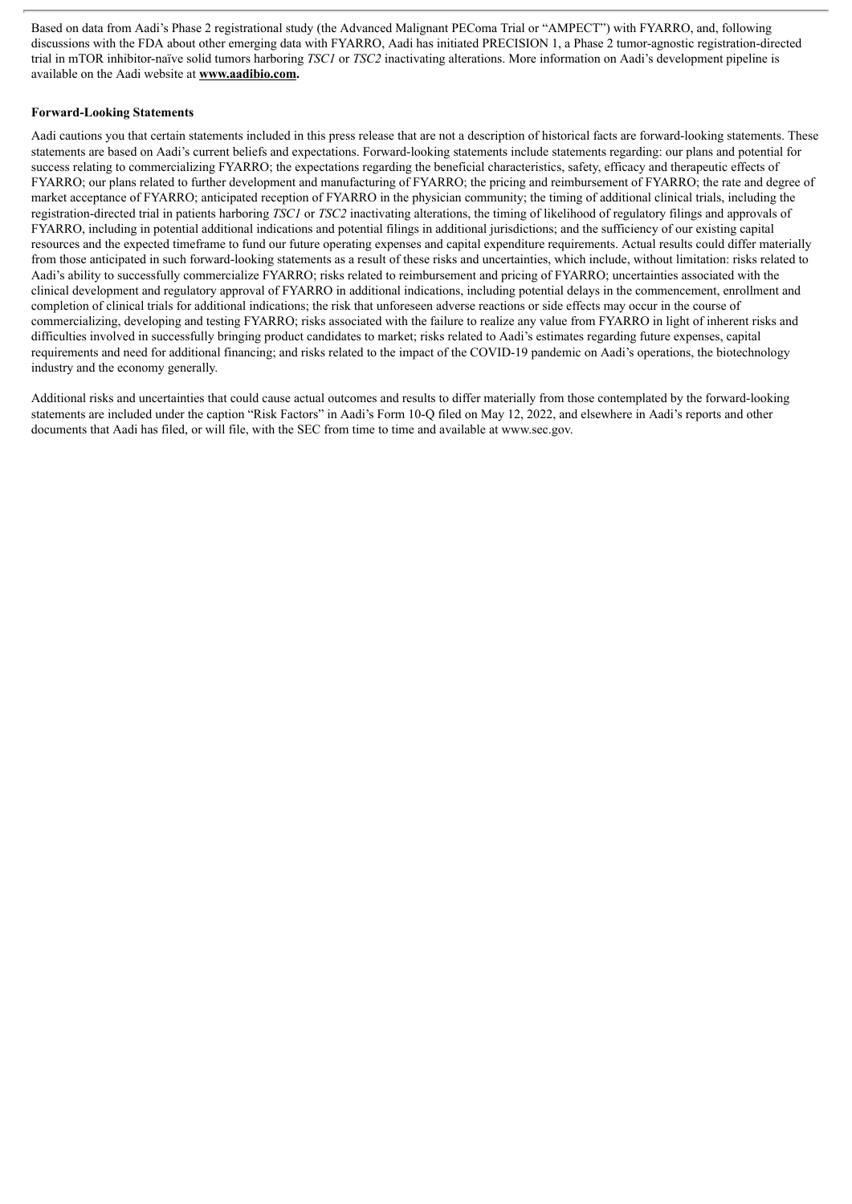Based on data from Aadi's Phase 2 registrational study (the Advanced Malignant PEComa Trial or "AMPECT") with FYARRO, and, following discussions with the FDA about other emerging data with FYARRO, Aadi has initiated PRECISION 1, a Phase 2 tumor-agnostic registration-directed trial in mTOR inhibitor-naïve solid tumors harboring *TSC1* or *TSC2* inactivating alterations. More information on Aadi's development pipeline is available on the Aadi website at **www.aadibio.com.**

**Forward-Looking Statements**

Aadi cautions you that certain statements included in this press release that are not a description of historical facts are forward-looking statements. These statements are based on Aadi's current beliefs and expectations. Forward-looking statements include statements regarding: our plans and potential for success relating to commercializing FYARRO; the expectations regarding the beneficial characteristics, safety, efficacy and therapeutic effects of FYARRO; our plans related to further development and manufacturing of FYARRO; the pricing and reimbursement of FYARRO; the rate and degree of market acceptance of FYARRO; anticipated reception of FYARRO in the physician community; the timing of additional clinical trials, including the registration-directed trial in patients harboring *TSC1* or *TSC2* inactivating alterations, the timing of likelihood of regulatory filings and approvals of FYARRO, including in potential additional indications and potential filings in additional jurisdictions; and the sufficiency of our existing capital resources and the expected timeframe to fund our future operating expenses and capital expenditure requirements. Actual results could differ materially from those anticipated in such forward-looking statements as a result of these risks and uncertainties, which include, without limitation: risks related to Aadi's ability to successfully commercialize FYARRO; risks related to reimbursement and pricing of FYARRO; uncertainties associated with the clinical development and regulatory approval of FYARRO in additional indications, including potential delays in the commencement, enrollment and completion of clinical trials for additional indications; the risk that unforeseen adverse reactions or side effects may occur in the course of commercializing, developing and testing FYARRO; risks associated with the failure to realize any value from FYARRO in light of inherent risks and difficulties involved in successfully bringing product candidates to market; risks related to Aadi's estimates regarding future expenses, capital requirements and need for additional financing; and risks related to the impact of the COVID-19 pandemic on Aadi's operations, the biotechnology industry and the economy generally.

Additional risks and uncertainties that could cause actual outcomes and results to differ materially from those contemplated by the forward-looking statements are included under the caption "Risk Factors" in Aadi's Form 10-Q filed on May 12, 2022, and elsewhere in Aadi's reports and other documents that Aadi has filed, or will file, with the SEC from time to time and available at www.sec.gov.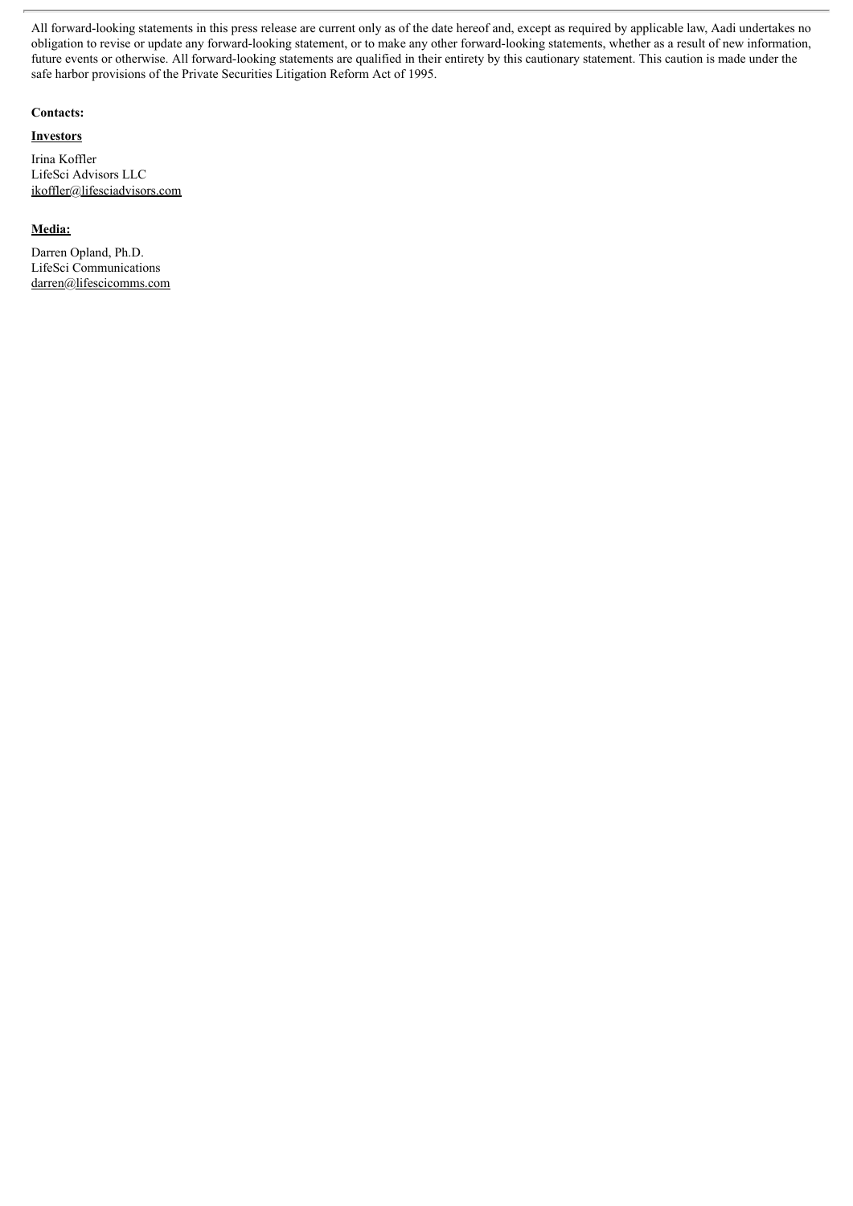All forward-looking statements in this press release are current only as of the date hereof and, except as required by applicable law, Aadi undertakes no obligation to revise or update any forward-looking statement, or to make any other forward-looking statements, whether as a result of new information, future events or otherwise. All forward-looking statements are qualified in their entirety by this cautionary statement. This caution is made under the safe harbor provisions of the Private Securities Litigation Reform Act of 1995.

**Contacts:**

**Investors**

Irina Koffler
LifeSci Advisors LLC
ikoffler@lifesciadvisors.com

**Media:**

Darren Opland, Ph.D.
LifeSci Communications
darren@lifescicomms.com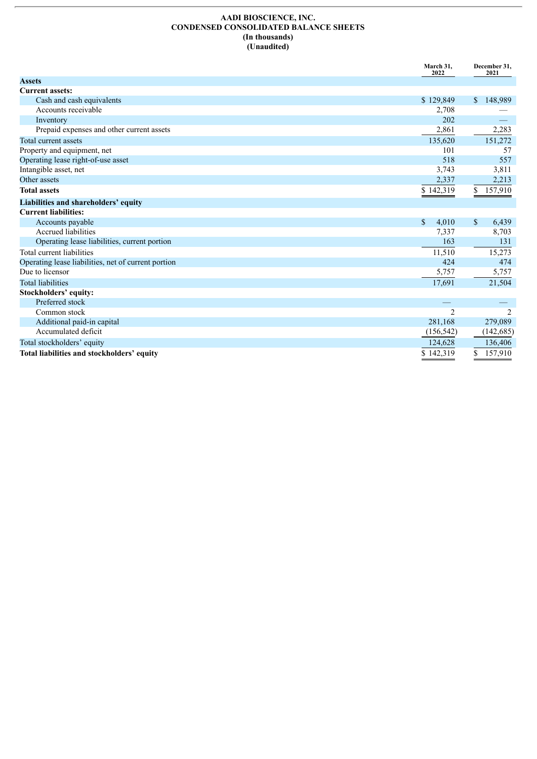**AADI BIOSCIENCE, INC.**
**CONDENSED CONSOLIDATED BALANCE SHEETS**
**(In thousands)**
**(Unaudited)**

| | March 31, 2022 | December 31, 2021 |
|---|---|---|
| **Assets** | | |
| **Current assets:** | | |
| Cash and cash equivalents | $ 129,849 | $ 148,989 |
| Accounts receivable | 2,708 | — |
| Inventory | 202 | — |
| Prepaid expenses and other current assets | 2,861 | 2,283 |
| Total current assets | 135,620 | 151,272 |
| Property and equipment, net | 101 | 57 |
| Operating lease right-of-use asset | 518 | 557 |
| Intangible asset, net | 3,743 | 3,811 |
| Other assets | 2,337 | 2,213 |
| **Total assets** | $ 142,319 | $ 157,910 |
| **Liabilities and shareholders' equity** | | |
| **Current liabilities:** | | |
| Accounts payable | $ 4,010 | $ 6,439 |
| Accrued liabilities | 7,337 | 8,703 |
| Operating lease liabilities, current portion | 163 | 131 |
| Total current liabilities | 11,510 | 15,273 |
| Operating lease liabilities, net of current portion | 424 | 474 |
| Due to licensor | 5,757 | 5,757 |
| Total liabilities | 17,691 | 21,504 |
| **Stockholders' equity:** | | |
| Preferred stock | — | — |
| Common stock | 2 | 2 |
| Additional paid-in capital | 281,168 | 279,089 |
| Accumulated deficit | (156,542) | (142,685) |
| Total stockholders' equity | 124,628 | 136,406 |
| **Total liabilities and stockholders' equity** | $ 142,319 | $ 157,910 |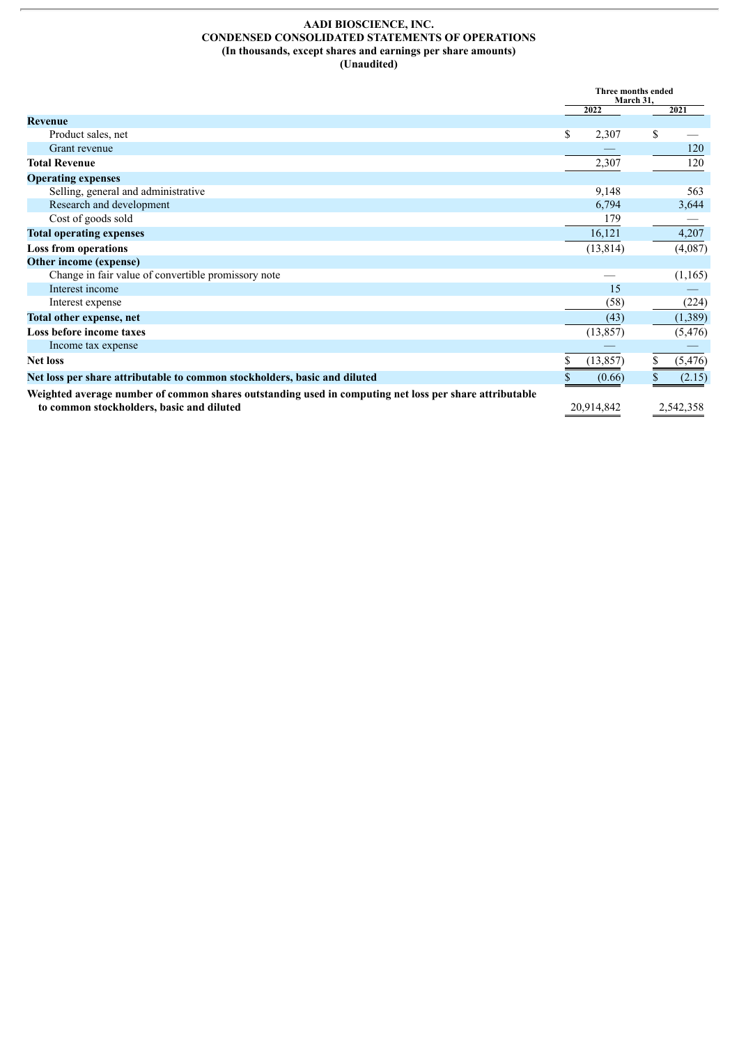# AADI BIOSCIENCE, INC.
## CONDENSED CONSOLIDATED STATEMENTS OF OPERATIONS
### (In thousands, except shares and earnings per share amounts)
### (Unaudited)

| | Three months ended March 31, | |
|---|---|---|
| | 2022 | 2021 |
| **Revenue** | | |
| Product sales, net | $ 2,307 | $ — |
| Grant revenue | — | 120 |
| **Total Revenue** | 2,307 | 120 |
| **Operating expenses** | | |
| Selling, general and administrative | 9,148 | 563 |
| Research and development | 6,794 | 3,644 |
| Cost of goods sold | 179 | — |
| **Total operating expenses** | 16,121 | 4,207 |
| **Loss from operations** | (13,814) | (4,087) |
| **Other income (expense)** | | |
| Change in fair value of convertible promissory note | — | (1,165) |
| Interest income | 15 | — |
| Interest expense | (58) | (224) |
| **Total other expense, net** | (43) | (1,389) |
| **Loss before income taxes** | (13,857) | (5,476) |
| Income tax expense | — | — |
| **Net loss** | $ (13,857) | $ (5,476) |
| **Net loss per share attributable to common stockholders, basic and diluted** | $ (0.66) | $ (2.15) |
| **Weighted average number of common shares outstanding used in computing net loss per share attributable to common stockholders, basic and diluted** | 20,914,842 | 2,542,358 |